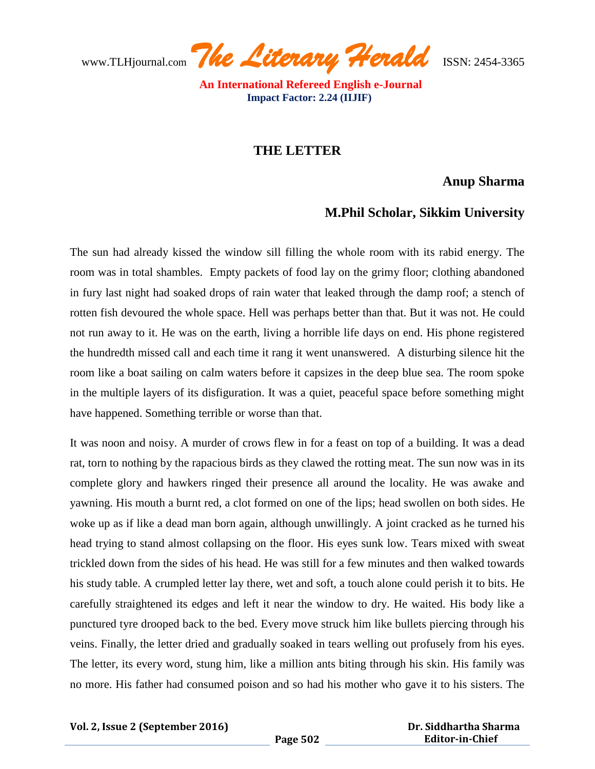# THE LETTER

**Anup Sharma**

**M.Phil Scholar, Sikkim University**

The sun had already kissed the window sill filling the whole room with its rabid energy. The room was in total shambles. Empty packets of food lay on the grimy floor; clothing abandoned in fury last night had soaked drops of rain water that leaked through the damp roof; a stench of rotten fish devoured the whole space. Hell was perhaps better than that. But it was not. He could not run away to it. He was on the earth, living a horrible life days on end. His phone registered the hundredth missed call and each time it rang it went unanswered. A disturbing silence hit the room like a boat sailing on calm waters before it capsizes in the deep blue sea. The room spoke in the multiple layers of its disfiguration. It was a quiet, peaceful space before something might have happened. Something terrible or worse than that.

It was noon and noisy. A murder of crows flew in for a feast on top of a building. It was a dead rat, torn to nothing by the rapacious birds as they clawed the rotting meat. The sun now was in its complete glory and hawkers ringed their presence all around the locality. He was awake and yawning. His mouth a burnt red, a clot formed on one of the lips; head swollen on both sides. He woke up as if like a dead man born again, although unwillingly. A joint cracked as he turned his head trying to stand almost collapsing on the floor. His eyes sunk low. Tears mixed with sweat trickled down from the sides of his head. He was still for a few minutes and then walked towards his study table. A crumpled letter lay there, wet and soft, a touch alone could perish it to bits. He carefully straightened its edges and left it near the window to dry. He waited. His body like a punctured tyre drooped back to the bed. Every move struck him like bullets piercing through his veins. Finally, the letter dried and gradually soaked in tears welling out profusely from his eyes. The letter, its every word, stung him, like a million ants biting through his skin. His family was no more. His father had consumed poison and so had his mother who gave it to his sisters. The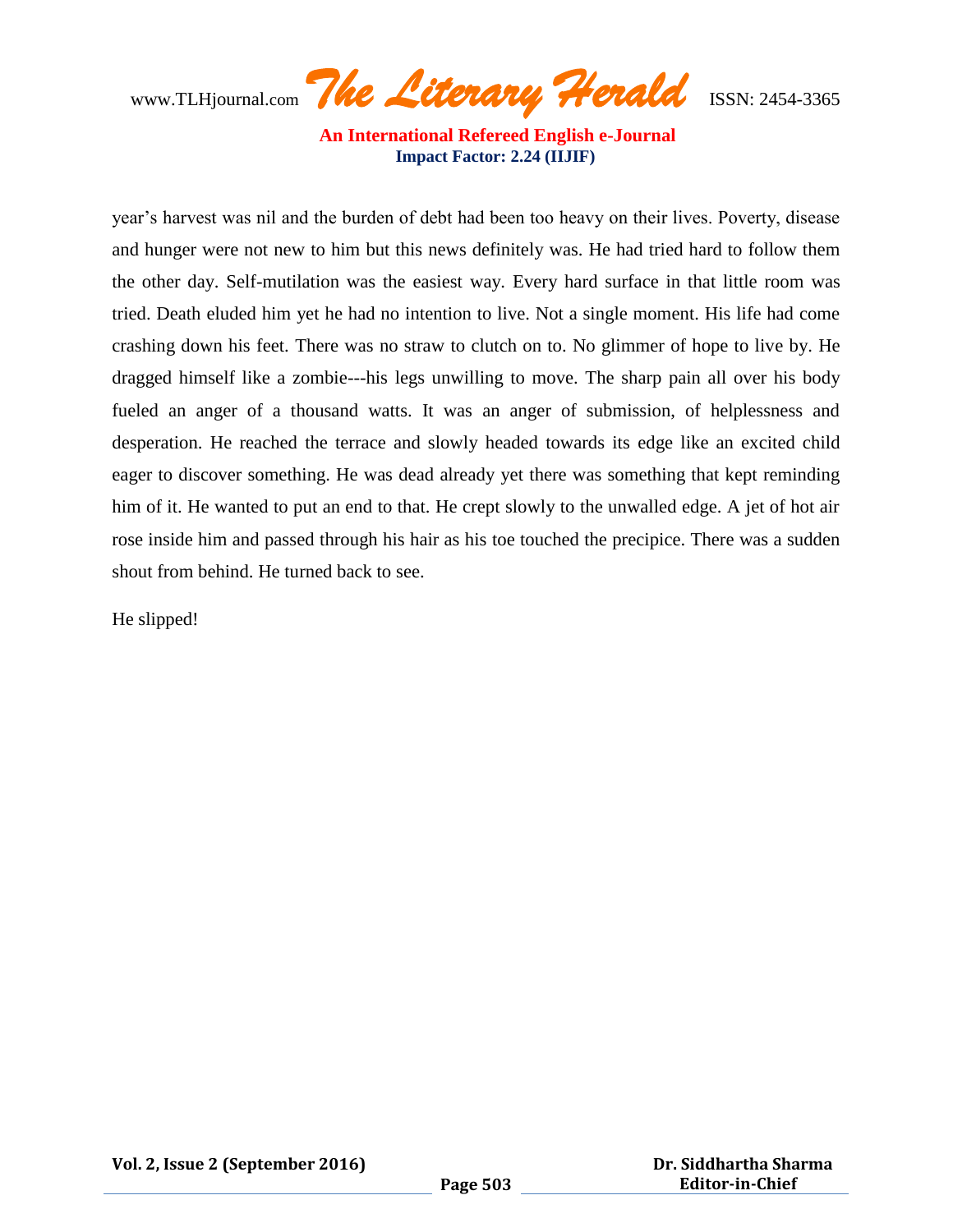year's harvest was nil and the burden of debt had been too heavy on their lives. Poverty, disease and hunger were not new to him but this news definitely was. He had tried hard to follow them the other day. Self-mutilation was the easiest way. Every hard surface in that little room was tried. Death eluded him yet he had no intention to live. Not a single moment. His life had come crashing down his feet. There was no straw to clutch on to. No glimmer of hope to live by. He dragged himself like a zombie---his legs unwilling to move. The sharp pain all over his body fueled an anger of a thousand watts. It was an anger of submission, of helplessness and desperation. He reached the terrace and slowly headed towards its edge like an excited child eager to discover something. He was dead already yet there was something that kept reminding him of it. He wanted to put an end to that. He crept slowly to the unwalled edge. A jet of hot air rose inside him and passed through his hair as his toe touched the precipice. There was a sudden shout from behind. He turned back to see.

He slipped!